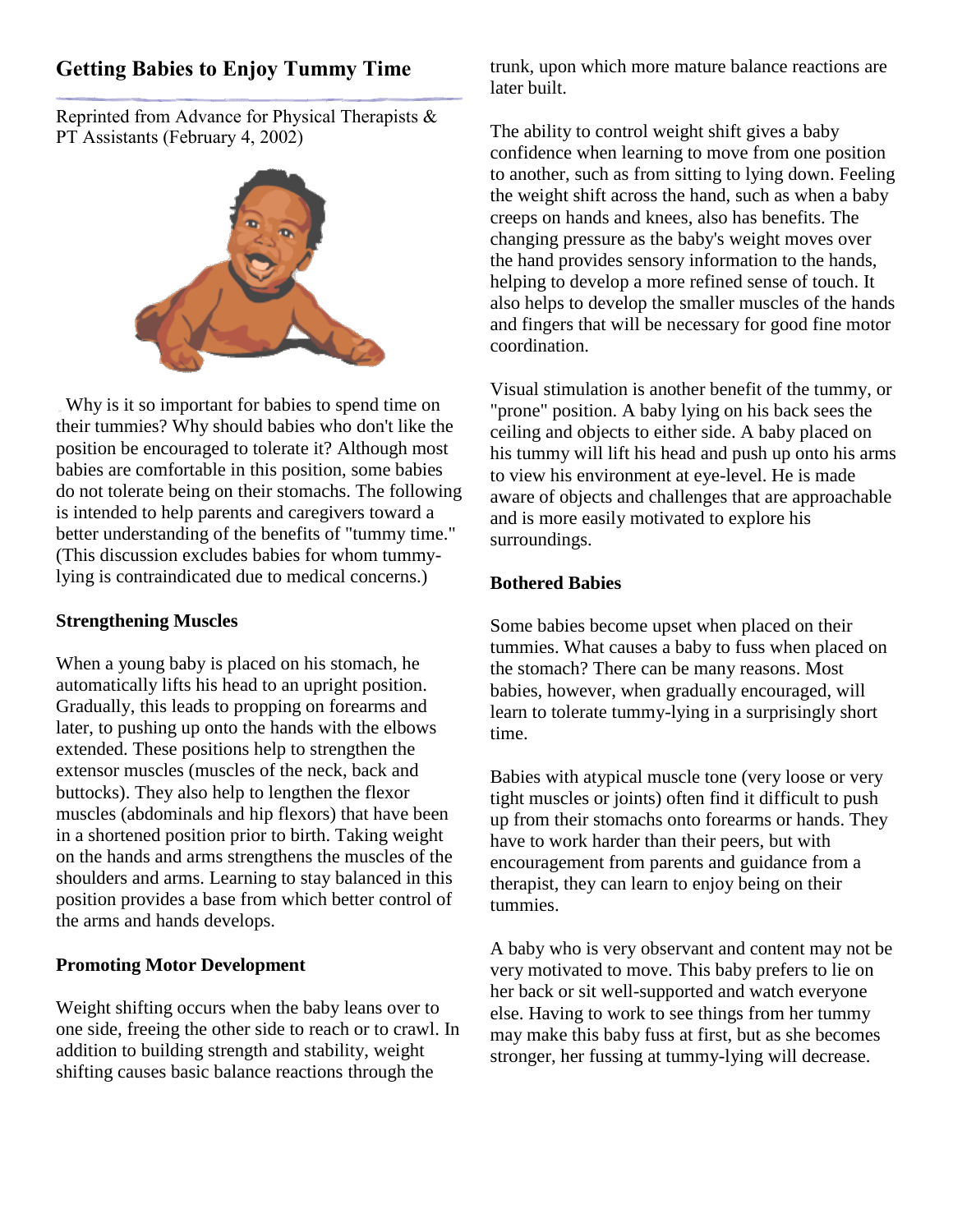# Getting Babies to Enjoy Tummy Time

Reprinted from Advance for Physical Therapists & PT Assistants (February 4, 2002)

Why is it so important for babies to spend time on their tummies? Why should babies who don't like the position be encouraged to tolerate it? Although most babies are comfortable in this position, some babies do not tolerate being on their stomachs. The following is intended to help parents and caregivers toward a better understanding of the benefits of "tummy time." (This discussion excludes babies for whom tummy-lying is contraindicated due to medical concerns.)

**Strengthening Muscles**

When a young baby is placed on his stomach, he automatically lifts his head to an upright position. Gradually, this leads to propping on forearms and later, to pushing up onto the hands with the elbows extended. These positions help to strengthen the extensor muscles (muscles of the neck, back and buttocks). They also help to lengthen the flexor muscles (abdominals and hip flexors) that have been in a shortened position prior to birth. Taking weight on the hands and arms strengthens the muscles of the shoulders and arms. Learning to stay balanced in this position provides a base from which better control of the arms and hands develops.

**Promoting Motor Development**

Weight shifting occurs when the baby leans over to one side, freeing the other side to reach or to crawl. In addition to building strength and stability, weight shifting causes basic balance reactions through the trunk, upon which more mature balance reactions are later built.

The ability to control weight shift gives a baby confidence when learning to move from one position to another, such as from sitting to lying down. Feeling the weight shift across the hand, such as when a baby creeps on hands and knees, also has benefits. The changing pressure as the baby's weight moves over the hand provides sensory information to the hands, helping to develop a more refined sense of touch. It also helps to develop the smaller muscles of the hands and fingers that will be necessary for good fine motor coordination.

Visual stimulation is another benefit of the tummy, or "prone" position. A baby lying on his back sees the ceiling and objects to either side. A baby placed on his tummy will lift his head and push up onto his arms to view his environment at eye-level. He is made aware of objects and challenges that are approachable and is more easily motivated to explore his surroundings.

**Bothered Babies**

Some babies become upset when placed on their tummies. What causes a baby to fuss when placed on the stomach? There can be many reasons. Most babies, however, when gradually encouraged, will learn to tolerate tummy-lying in a surprisingly short time.

Babies with atypical muscle tone (very loose or very tight muscles or joints) often find it difficult to push up from their stomachs onto forearms or hands. They have to work harder than their peers, but with encouragement from parents and guidance from a therapist, they can learn to enjoy being on their tummies.

A baby who is very observant and content may not be very motivated to move. This baby prefers to lie on her back or sit well-supported and watch everyone else. Having to work to see things from her tummy may make this baby fuss at first, but as she becomes stronger, her fussing at tummy-lying will decrease.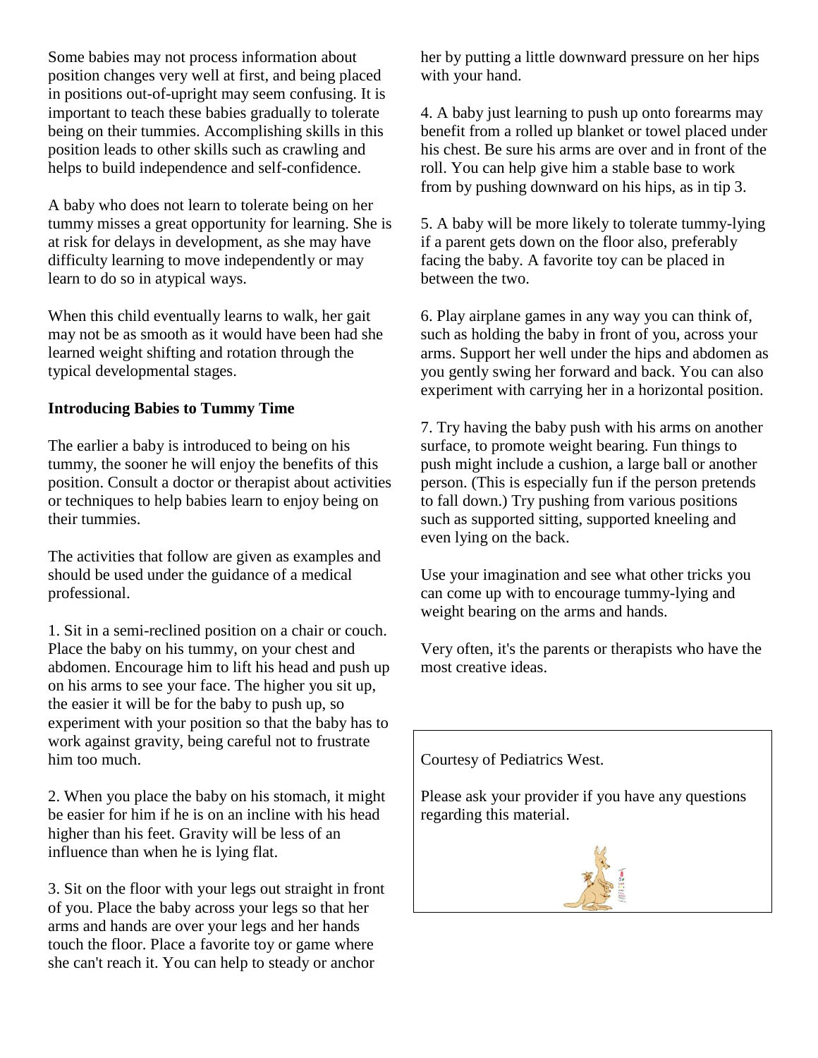Some babies may not process information about position changes very well at first, and being placed in positions out-of-upright may seem confusing. It is important to teach these babies gradually to tolerate being on their tummies. Accomplishing skills in this position leads to other skills such as crawling and helps to build independence and self-confidence.

A baby who does not learn to tolerate being on her tummy misses a great opportunity for learning. She is at risk for delays in development, as she may have difficulty learning to move independently or may learn to do so in atypical ways.

When this child eventually learns to walk, her gait may not be as smooth as it would have been had she learned weight shifting and rotation through the typical developmental stages.

**Introducing Babies to Tummy Time**

The earlier a baby is introduced to being on his tummy, the sooner he will enjoy the benefits of this position. Consult a doctor or therapist about activities or techniques to help babies learn to enjoy being on their tummies.

The activities that follow are given as examples and should be used under the guidance of a medical professional.

1. Sit in a semi-reclined position on a chair or couch. Place the baby on his tummy, on your chest and abdomen. Encourage him to lift his head and push up on his arms to see your face. The higher you sit up, the easier it will be for the baby to push up, so experiment with your position so that the baby has to work against gravity, being careful not to frustrate him too much.

2. When you place the baby on his stomach, it might be easier for him if he is on an incline with his head higher than his feet. Gravity will be less of an influence than when he is lying flat.

3. Sit on the floor with your legs out straight in front of you. Place the baby across your legs so that her arms and hands are over your legs and her hands touch the floor. Place a favorite toy or game where she can't reach it. You can help to steady or anchor her by putting a little downward pressure on her hips with your hand.

4. A baby just learning to push up onto forearms may benefit from a rolled up blanket or towel placed under his chest. Be sure his arms are over and in front of the roll. You can help give him a stable base to work from by pushing downward on his hips, as in tip 3.

5. A baby will be more likely to tolerate tummy-lying if a parent gets down on the floor also, preferably facing the baby. A favorite toy can be placed in between the two.

6. Play airplane games in any way you can think of, such as holding the baby in front of you, across your arms. Support her well under the hips and abdomen as you gently swing her forward and back. You can also experiment with carrying her in a horizontal position.

7. Try having the baby push with his arms on another surface, to promote weight bearing. Fun things to push might include a cushion, a large ball or another person. (This is especially fun if the person pretends to fall down.) Try pushing from various positions such as supported sitting, supported kneeling and even lying on the back.

Use your imagination and see what other tricks you can come up with to encourage tummy-lying and weight bearing on the arms and hands.

Very often, it's the parents or therapists who have the most creative ideas.

Courtesy of Pediatrics West.

Please ask your provider if you have any questions regarding this material.